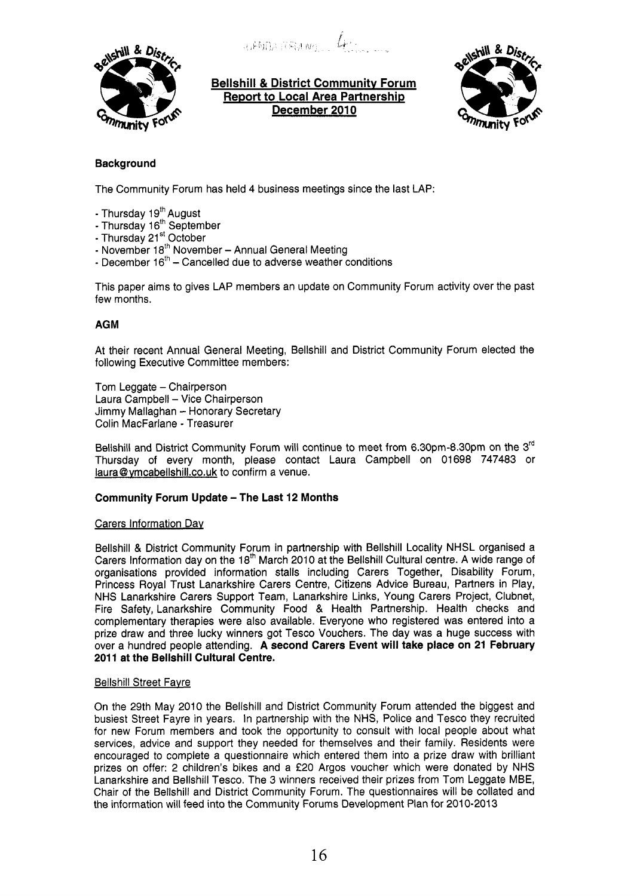# Bellshill & District Community Forum
## Report to Local Area Partnership
## December 2010

### Background

The Community Forum has held 4 business meetings since the last LAP:

- Thursday 19th August
- Thursday 16th September
- Thursday 21st October
- November 18th November – Annual General Meeting
- December 16th – Cancelled due to adverse weather conditions

This paper aims to gives LAP members an update on Community Forum activity over the past few months.

### AGM

At their recent Annual General Meeting, Bellshill and District Community Forum elected the following Executive Committee members:

Tom Leggate – Chairperson
Laura Campbell – Vice Chairperson
Jimmy Mallaghan – Honorary Secretary
Colin MacFarlane - Treasurer

Bellshill and District Community Forum will continue to meet from 6.30pm-8.30pm on the 3rd Thursday of every month, please contact Laura Campbell on 01698 747483 or laura@ymcabellshill.co.uk to confirm a venue.

### Community Forum Update – The Last 12 Months

Carers Information Day

Bellshill & District Community Forum in partnership with Bellshill Locality NHSL organised a Carers Information day on the 18th March 2010 at the Bellshill Cultural centre. A wide range of organisations provided information stalls including Carers Together, Disability Forum, Princess Royal Trust Lanarkshire Carers Centre, Citizens Advice Bureau, Partners in Play, NHS Lanarkshire Carers Support Team, Lanarkshire Links, Young Carers Project, Clubnet, Fire Safety, Lanarkshire Community Food & Health Partnership. Health checks and complementary therapies were also available. Everyone who registered was entered into a prize draw and three lucky winners got Tesco Vouchers. The day was a huge success with over a hundred people attending. **A second Carers Event will take place on 21 February 2011 at the Bellshill Cultural Centre.**

Bellshill Street Fayre

On the 29th May 2010 the Bellshill and District Community Forum attended the biggest and busiest Street Fayre in years. In partnership with the NHS, Police and Tesco they recruited for new Forum members and took the opportunity to consult with local people about what services, advice and support they needed for themselves and their family. Residents were encouraged to complete a questionnaire which entered them into a prize draw with brilliant prizes on offer: 2 children's bikes and a £20 Argos voucher which were donated by NHS Lanarkshire and Bellshill Tesco. The 3 winners received their prizes from Tom Leggate MBE, Chair of the Bellshill and District Community Forum. The questionnaires will be collated and the information will feed into the Community Forums Development Plan for 2010-2013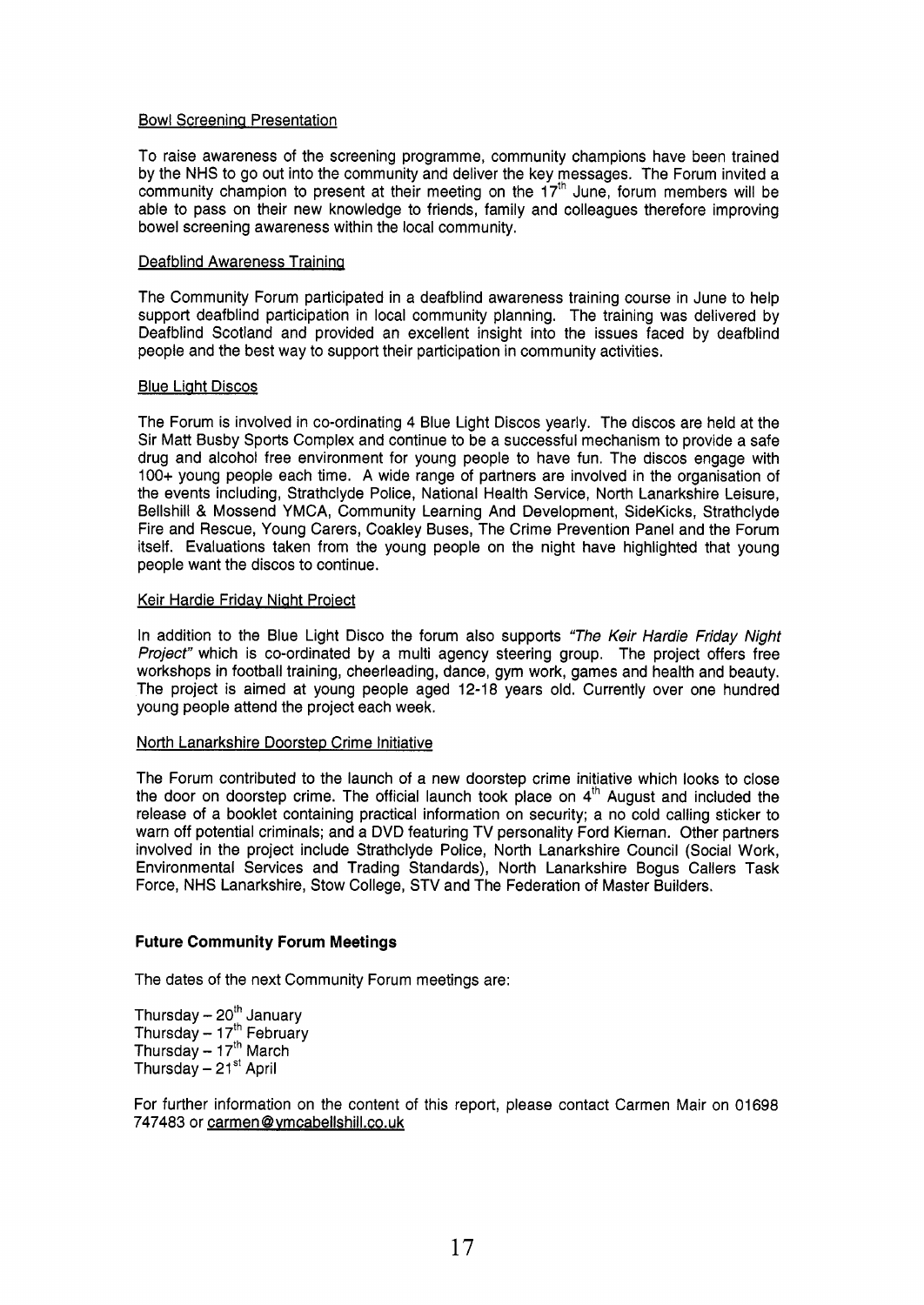Bowl Screening Presentation

To raise awareness of the screening programme, community champions have been trained by the NHS to go out into the community and deliver the key messages. The Forum invited a community champion to present at their meeting on the 17th June, forum members will be able to pass on their new knowledge to friends, family and colleagues therefore improving bowel screening awareness within the local community.

Deafblind Awareness Training

The Community Forum participated in a deafblind awareness training course in June to help support deafblind participation in local community planning. The training was delivered by Deafblind Scotland and provided an excellent insight into the issues faced by deafblind people and the best way to support their participation in community activities.

Blue Light Discos

The Forum is involved in co-ordinating 4 Blue Light Discos yearly. The discos are held at the Sir Matt Busby Sports Complex and continue to be a successful mechanism to provide a safe drug and alcohol free environment for young people to have fun. The discos engage with 100+ young people each time. A wide range of partners are involved in the organisation of the events including, Strathclyde Police, National Health Service, North Lanarkshire Leisure, Bellshill & Mossend YMCA, Community Learning And Development, SideKicks, Strathclyde Fire and Rescue, Young Carers, Coakley Buses, The Crime Prevention Panel and the Forum itself. Evaluations taken from the young people on the night have highlighted that young people want the discos to continue.

Keir Hardie Friday Night Project

In addition to the Blue Light Disco the forum also supports *"The Keir Hardie Friday Night Project"* which is co-ordinated by a multi agency steering group. The project offers free workshops in football training, cheerleading, dance, gym work, games and health and beauty. The project is aimed at young people aged 12-18 years old. Currently over one hundred young people attend the project each week.

North Lanarkshire Doorstep Crime Initiative

The Forum contributed to the launch of a new doorstep crime initiative which looks to close the door on doorstep crime. The official launch took place on 4th August and included the release of a booklet containing practical information on security; a no cold calling sticker to warn off potential criminals; and a DVD featuring TV personality Ford Kiernan. Other partners involved in the project include Strathclyde Police, North Lanarkshire Council (Social Work, Environmental Services and Trading Standards), North Lanarkshire Bogus Callers Task Force, NHS Lanarkshire, Stow College, STV and The Federation of Master Builders.

**Future Community Forum Meetings**

The dates of the next Community Forum meetings are:

Thursday – 20th January
Thursday – 17th February
Thursday – 17th March
Thursday – 21st April

For further information on the content of this report, please contact Carmen Mair on 01698 747483 or carmen@ymcabellshill.co.uk